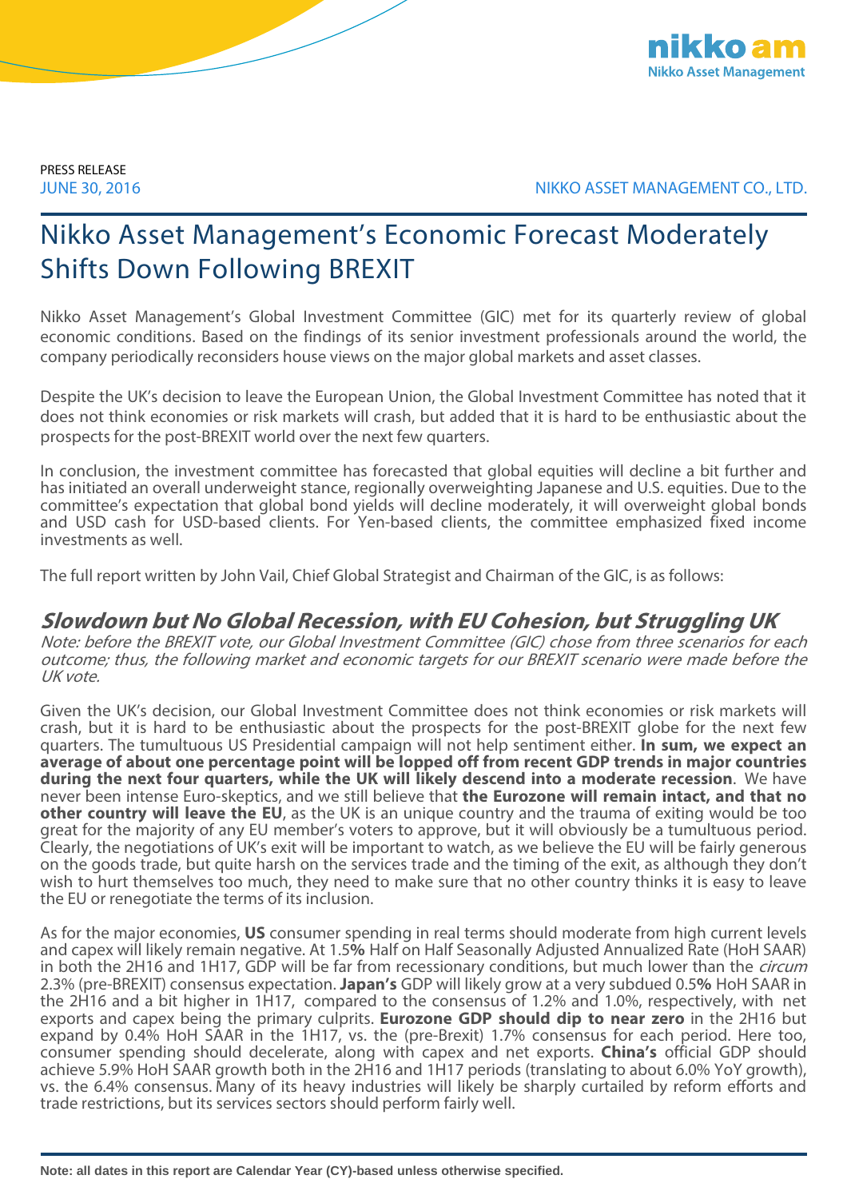PRESS RELEASE
JUNE 30, 2016

NIKKO ASSET MANAGEMENT CO., LTD.

# Nikko Asset Management's Economic Forecast Moderately Shifts Down Following BREXIT

Nikko Asset Management's Global Investment Committee (GIC) met for its quarterly review of global economic conditions. Based on the findings of its senior investment professionals around the world, the company periodically reconsiders house views on the major global markets and asset classes.

Despite the UK's decision to leave the European Union, the Global Investment Committee has noted that it does not think economies or risk markets will crash, but added that it is hard to be enthusiastic about the prospects for the post-BREXIT world over the next few quarters.

In conclusion, the investment committee has forecasted that global equities will decline a bit further and has initiated an overall underweight stance, regionally overweighting Japanese and U.S. equities. Due to the committee's expectation that global bond yields will decline moderately, it will overweight global bonds and USD cash for USD-based clients. For Yen-based clients, the committee emphasized fixed income investments as well.

The full report written by John Vail, Chief Global Strategist and Chairman of the GIC, is as follows:

## *Slowdown but No Global Recession, with EU Cohesion, but Struggling UK*

*Note: before the BREXIT vote, our Global Investment Committee (GIC) chose from three scenarios for each outcome; thus, the following market and economic targets for our BREXIT scenario were made before the UK vote.*

Given the UK's decision, our Global Investment Committee does not think economies or risk markets will crash, but it is hard to be enthusiastic about the prospects for the post-BREXIT globe for the next few quarters. The tumultuous US Presidential campaign will not help sentiment either. **In sum, we expect an average of about one percentage point will be lopped off from recent GDP trends in major countries during the next four quarters, while the UK will likely descend into a moderate recession**. We have never been intense Euro-skeptics, and we still believe that **the Eurozone will remain intact, and that no other country will leave the EU**, as the UK is an unique country and the trauma of exiting would be too great for the majority of any EU member's voters to approve, but it will obviously be a tumultuous period. Clearly, the negotiations of UK's exit will be important to watch, as we believe the EU will be fairly generous on the goods trade, but quite harsh on the services trade and the timing of the exit, as although they don't wish to hurt themselves too much, they need to make sure that no other country thinks it is easy to leave the EU or renegotiate the terms of its inclusion.

As for the major economies, **US** consumer spending in real terms should moderate from high current levels and capex will likely remain negative. At 1.5**%** Half on Half Seasonally Adjusted Annualized Rate (HoH SAAR) in both the 2H16 and 1H17, GDP will be far from recessionary conditions, but much lower than the *circum* 2.3% (pre-BREXIT) consensus expectation. **Japan's** GDP will likely grow at a very subdued 0.5**%** HoH SAAR in the 2H16 and a bit higher in 1H17, compared to the consensus of 1.2% and 1.0%, respectively, with net exports and capex being the primary culprits. **Eurozone GDP should dip to near zero** in the 2H16 but expand by 0.4% HoH SAAR in the 1H17, vs. the (pre-Brexit) 1.7% consensus for each period. Here too, consumer spending should decelerate, along with capex and net exports. **China's** official GDP should achieve 5.9% HoH SAAR growth both in the 2H16 and 1H17 periods (translating to about 6.0% YoY growth), vs. the 6.4% consensus. Many of its heavy industries will likely be sharply curtailed by reform efforts and trade restrictions, but its services sectors should perform fairly well.

**Note: all dates in this report are Calendar Year (CY)-based unless otherwise specified.**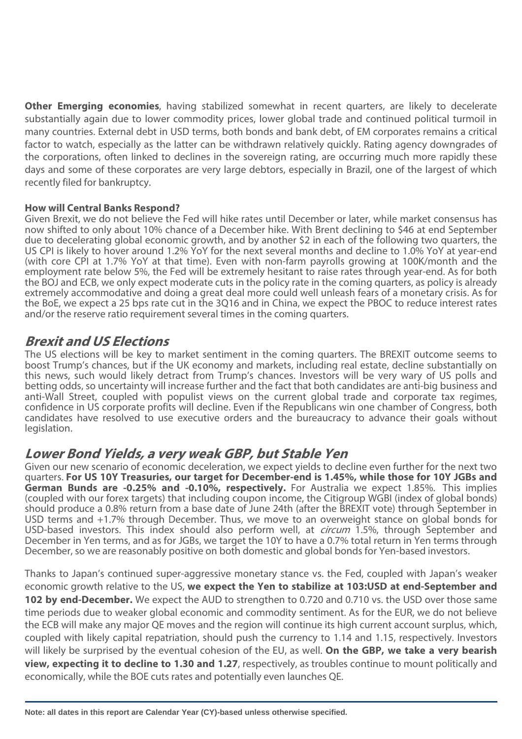**Other Emerging economies**, having stabilized somewhat in recent quarters, are likely to decelerate substantially again due to lower commodity prices, lower global trade and continued political turmoil in many countries. External debt in USD terms, both bonds and bank debt, of EM corporates remains a critical factor to watch, especially as the latter can be withdrawn relatively quickly. Rating agency downgrades of the corporations, often linked to declines in the sovereign rating, are occurring much more rapidly these days and some of these corporates are very large debtors, especially in Brazil, one of the largest of which recently filed for bankruptcy.

**How will Central Banks Respond?**

Given Brexit, we do not believe the Fed will hike rates until December or later, while market consensus has now shifted to only about 10% chance of a December hike. With Brent declining to $46 at end September due to decelerating global economic growth, and by another $2 in each of the following two quarters, the US CPI is likely to hover around 1.2% YoY for the next several months and decline to 1.0% YoY at year-end (with core CPI at 1.7% YoY at that time). Even with non-farm payrolls growing at 100K/month and the employment rate below 5%, the Fed will be extremely hesitant to raise rates through year-end. As for both the BOJ and ECB, we only expect moderate cuts in the policy rate in the coming quarters, as policy is already extremely accommodative and doing a great deal more could well unleash fears of a monetary crisis. As for the BoE, we expect a 25 bps rate cut in the 3Q16 and in China, we expect the PBOC to reduce interest rates and/or the reserve ratio requirement several times in the coming quarters.

## *Brexit and US Elections*

The US elections will be key to market sentiment in the coming quarters. The BREXIT outcome seems to boost Trump's chances, but if the UK economy and markets, including real estate, decline substantially on this news, such would likely detract from Trump's chances. Investors will be very wary of US polls and betting odds, so uncertainty will increase further and the fact that both candidates are anti-big business and anti-Wall Street, coupled with populist views on the current global trade and corporate tax regimes, confidence in US corporate profits will decline. Even if the Republicans win one chamber of Congress, both candidates have resolved to use executive orders and the bureaucracy to advance their goals without legislation.

## *Lower Bond Yields, a very weak GBP, but Stable Yen*

Given our new scenario of economic deceleration, we expect yields to decline even further for the next two quarters. **For US 10Y Treasuries, our target for December-end is 1.45%, while those for 10Y JGBs and German Bunds are -0.25% and -0.10%, respectively.** For Australia we expect 1.85%. This implies (coupled with our forex targets) that including coupon income, the Citigroup WGBI (index of global bonds) should produce a 0.8% return from a base date of June 24th (after the BREXIT vote) through September in USD terms and +1.7% through December. Thus, we move to an overweight stance on global bonds for USD-based investors. This index should also perform well, at *circum* 1.5%, through September and December in Yen terms, and as for JGBs, we target the 10Y to have a 0.7% total return in Yen terms through December, so we are reasonably positive on both domestic and global bonds for Yen-based investors.

Thanks to Japan's continued super-aggressive monetary stance vs. the Fed, coupled with Japan's weaker economic growth relative to the US, **we expect the Yen to stabilize at 103:USD at end-September and 102 by end-December.** We expect the AUD to strengthen to 0.720 and 0.710 vs. the USD over those same time periods due to weaker global economic and commodity sentiment. As for the EUR, we do not believe the ECB will make any major QE moves and the region will continue its high current account surplus, which, coupled with likely capital repatriation, should push the currency to 1.14 and 1.15, respectively. Investors will likely be surprised by the eventual cohesion of the EU, as well. **On the GBP, we take a very bearish view, expecting it to decline to 1.30 and 1.27**, respectively, as troubles continue to mount politically and economically, while the BOE cuts rates and potentially even launches QE.

**Note: all dates in this report are Calendar Year (CY)-based unless otherwise specified.**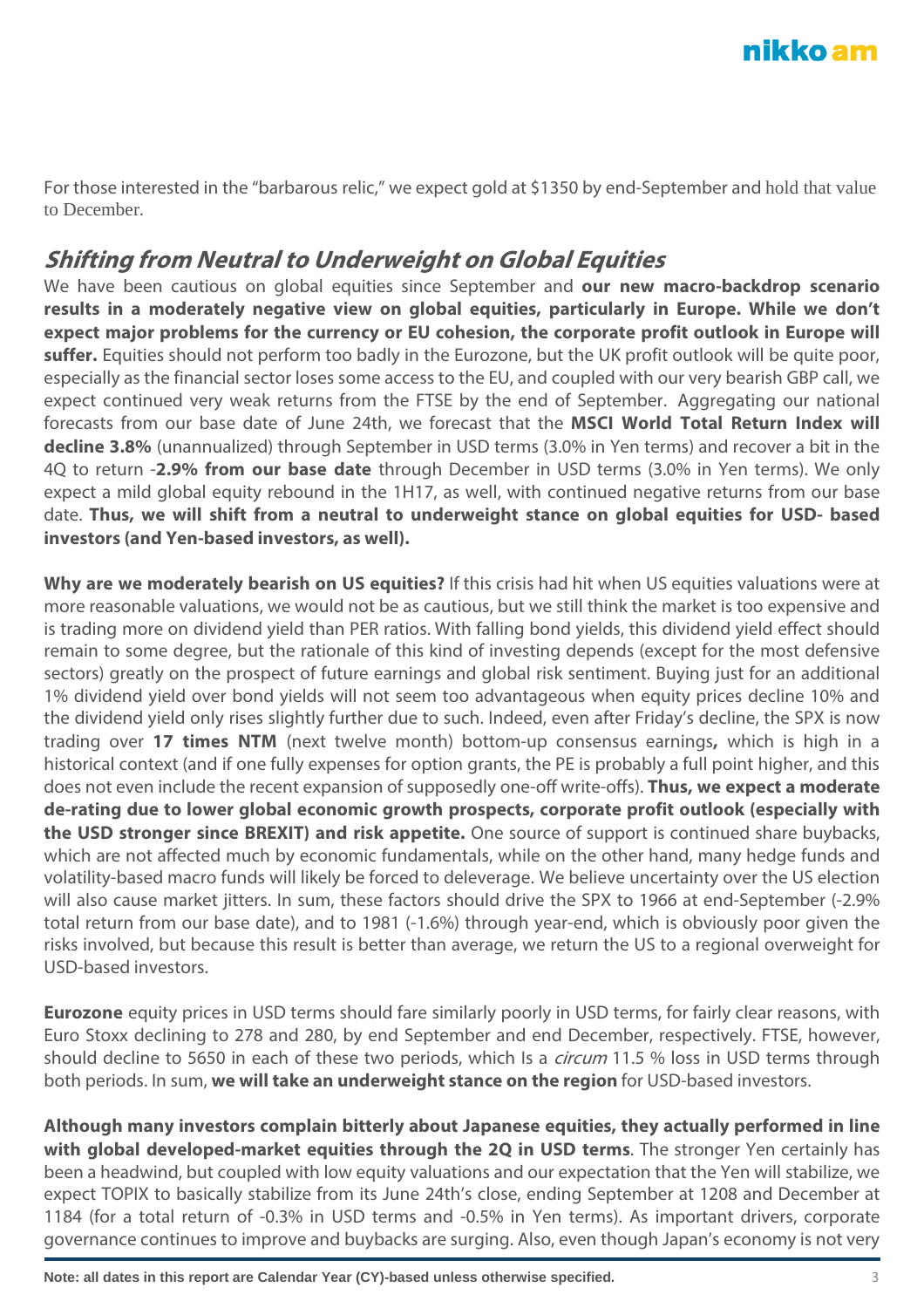For those interested in the "barbarous relic," we expect gold at $1350 by end-September and hold that value to December.

## *Shifting from Neutral to Underweight on Global Equities*

We have been cautious on global equities since September and **our new macro-backdrop scenario results in a moderately negative view on global equities, particularly in Europe. While we don't expect major problems for the currency or EU cohesion, the corporate profit outlook in Europe will suffer.** Equities should not perform too badly in the Eurozone, but the UK profit outlook will be quite poor, especially as the financial sector loses some access to the EU, and coupled with our very bearish GBP call, we expect continued very weak returns from the FTSE by the end of September. Aggregating our national forecasts from our base date of June 24th, we forecast that the **MSCI World Total Return Index will decline 3.8%** (unannualized) through September in USD terms (3.0% in Yen terms) and recover a bit in the 4Q to return -**2.9% from our base date** through December in USD terms (3.0% in Yen terms). We only expect a mild global equity rebound in the 1H17, as well, with continued negative returns from our base date. **Thus, we will shift from a neutral to underweight stance on global equities for USD- based investors (and Yen-based investors, as well).**

**Why are we moderately bearish on US equities?** If this crisis had hit when US equities valuations were at more reasonable valuations, we would not be as cautious, but we still think the market is too expensive and is trading more on dividend yield than PER ratios. With falling bond yields, this dividend yield effect should remain to some degree, but the rationale of this kind of investing depends (except for the most defensive sectors) greatly on the prospect of future earnings and global risk sentiment. Buying just for an additional 1% dividend yield over bond yields will not seem too advantageous when equity prices decline 10% and the dividend yield only rises slightly further due to such. Indeed, even after Friday's decline, the SPX is now trading over **17 times NTM** (next twelve month) bottom-up consensus earnings**,** which is high in a historical context (and if one fully expenses for option grants, the PE is probably a full point higher, and this does not even include the recent expansion of supposedly one-off write-offs). **Thus, we expect a moderate de-rating due to lower global economic growth prospects, corporate profit outlook (especially with the USD stronger since BREXIT) and risk appetite.** One source of support is continued share buybacks, which are not affected much by economic fundamentals, while on the other hand, many hedge funds and volatility-based macro funds will likely be forced to deleverage. We believe uncertainty over the US election will also cause market jitters. In sum, these factors should drive the SPX to 1966 at end-September (-2.9% total return from our base date), and to 1981 (-1.6%) through year-end, which is obviously poor given the risks involved, but because this result is better than average, we return the US to a regional overweight for USD-based investors.

**Eurozone** equity prices in USD terms should fare similarly poorly in USD terms, for fairly clear reasons, with Euro Stoxx declining to 278 and 280, by end September and end December, respectively. FTSE, however, should decline to 5650 in each of these two periods, which Is a *circum* 11.5 % loss in USD terms through both periods. In sum, **we will take an underweight stance on the region** for USD-based investors.

**Although many investors complain bitterly about Japanese equities, they actually performed in line with global developed-market equities through the 2Q in USD terms**. The stronger Yen certainly has been a headwind, but coupled with low equity valuations and our expectation that the Yen will stabilize, we expect TOPIX to basically stabilize from its June 24th's close, ending September at 1208 and December at 1184 (for a total return of -0.3% in USD terms and -0.5% in Yen terms). As important drivers, corporate governance continues to improve and buybacks are surging. Also, even though Japan's economy is not very

**Note: all dates in this report are Calendar Year (CY)-based unless otherwise specified.**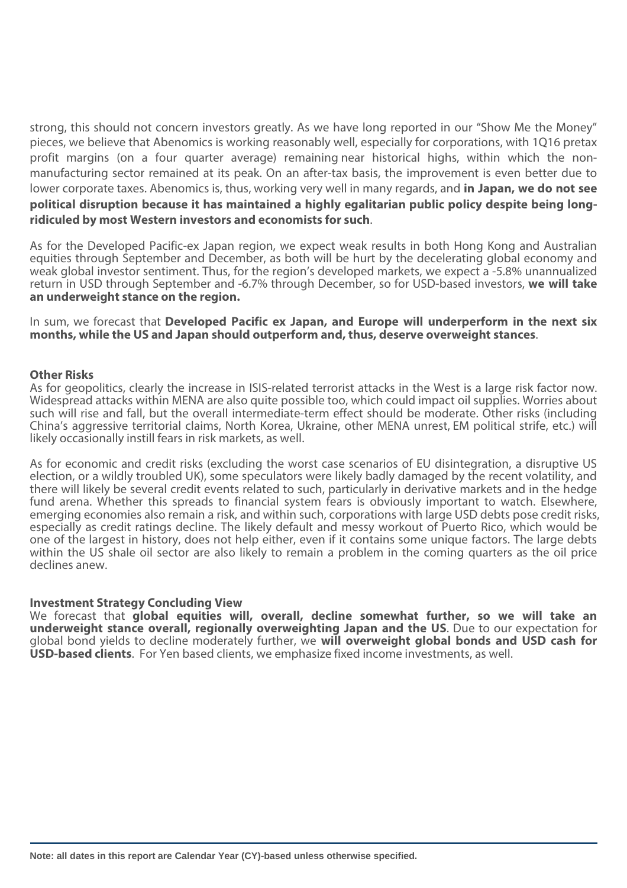strong, this should not concern investors greatly. As we have long reported in our "Show Me the Money" pieces, we believe that Abenomics is working reasonably well, especially for corporations, with 1Q16 pretax profit margins (on a four quarter average) remaining near historical highs, within which the non-manufacturing sector remained at its peak. On an after-tax basis, the improvement is even better due to lower corporate taxes. Abenomics is, thus, working very well in many regards, and **in Japan, we do not see political disruption because it has maintained a highly egalitarian public policy despite being long-ridiculed by most Western investors and economists for such**.

As for the Developed Pacific-ex Japan region, we expect weak results in both Hong Kong and Australian equities through September and December, as both will be hurt by the decelerating global economy and weak global investor sentiment. Thus, for the region's developed markets, we expect a -5.8% unannualized return in USD through September and -6.7% through December, so for USD-based investors, **we will take an underweight stance on the region.**

In sum, we forecast that **Developed Pacific ex Japan, and Europe will underperform in the next six months, while the US and Japan should outperform and, thus, deserve overweight stances**.

**Other Risks**

As for geopolitics, clearly the increase in ISIS-related terrorist attacks in the West is a large risk factor now. Widespread attacks within MENA are also quite possible too, which could impact oil supplies. Worries about such will rise and fall, but the overall intermediate-term effect should be moderate. Other risks (including China's aggressive territorial claims, North Korea, Ukraine, other MENA unrest, EM political strife, etc.) will likely occasionally instill fears in risk markets, as well.

As for economic and credit risks (excluding the worst case scenarios of EU disintegration, a disruptive US election, or a wildly troubled UK), some speculators were likely badly damaged by the recent volatility, and there will likely be several credit events related to such, particularly in derivative markets and in the hedge fund arena. Whether this spreads to financial system fears is obviously important to watch. Elsewhere, emerging economies also remain a risk, and within such, corporations with large USD debts pose credit risks, especially as credit ratings decline. The likely default and messy workout of Puerto Rico, which would be one of the largest in history, does not help either, even if it contains some unique factors. The large debts within the US shale oil sector are also likely to remain a problem in the coming quarters as the oil price declines anew.

**Investment Strategy Concluding View**

We forecast that **global equities will, overall, decline somewhat further, so we will take an underweight stance overall, regionally overweighting Japan and the US**. Due to our expectation for global bond yields to decline moderately further, we **will overweight global bonds and USD cash for USD-based clients**. For Yen based clients, we emphasize fixed income investments, as well.

**Note: all dates in this report are Calendar Year (CY)-based unless otherwise specified.**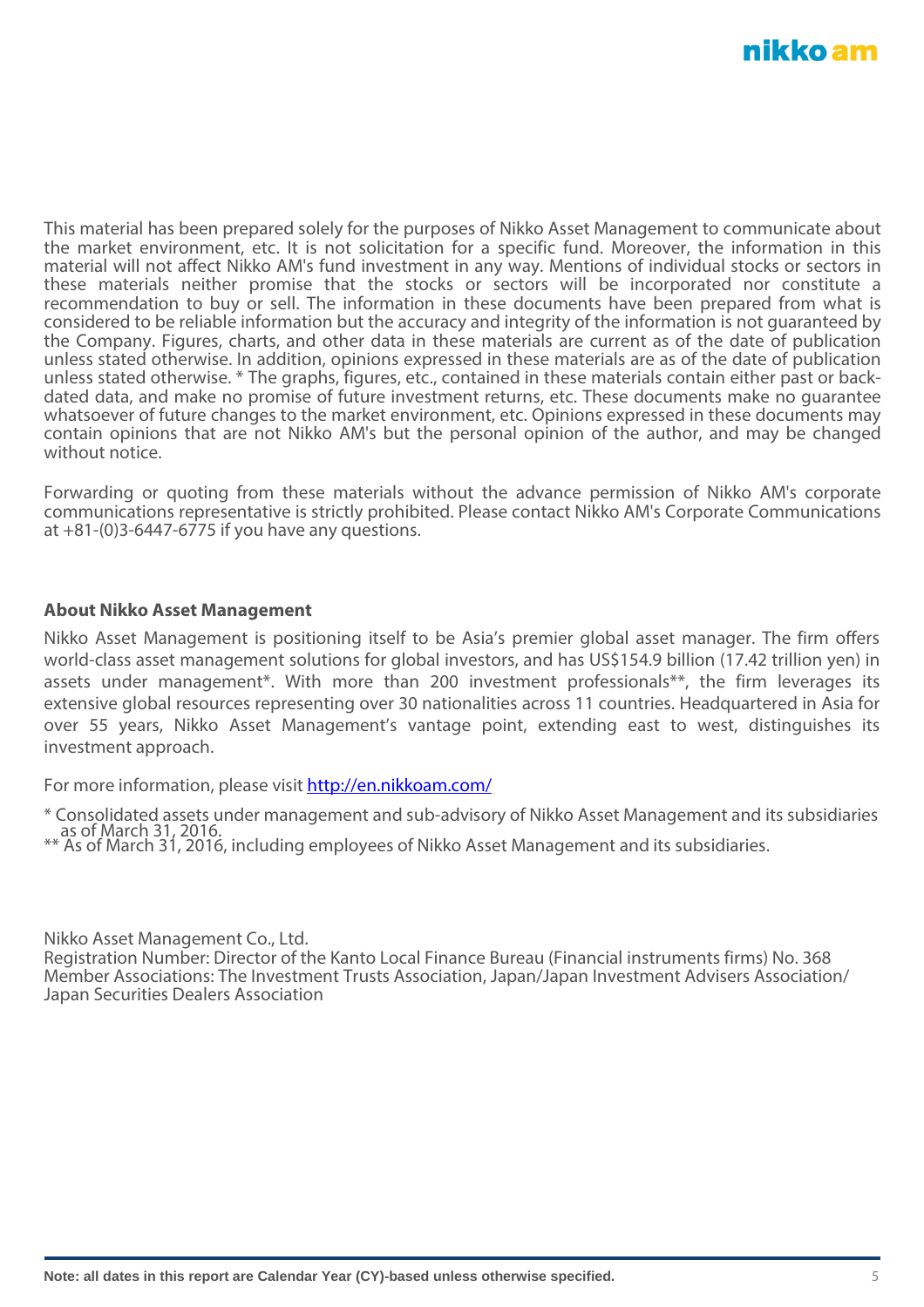This material has been prepared solely for the purposes of Nikko Asset Management to communicate about the market environment, etc. It is not solicitation for a specific fund. Moreover, the information in this material will not affect Nikko AM's fund investment in any way. Mentions of individual stocks or sectors in these materials neither promise that the stocks or sectors will be incorporated nor constitute a recommendation to buy or sell. The information in these documents have been prepared from what is considered to be reliable information but the accuracy and integrity of the information is not guaranteed by the Company. Figures, charts, and other data in these materials are current as of the date of publication unless stated otherwise. In addition, opinions expressed in these materials are as of the date of publication unless stated otherwise. * The graphs, figures, etc., contained in these materials contain either past or back-dated data, and make no promise of future investment returns, etc. These documents make no guarantee whatsoever of future changes to the market environment, etc. Opinions expressed in these documents may contain opinions that are not Nikko AM's but the personal opinion of the author, and may be changed without notice.

Forwarding or quoting from these materials without the advance permission of Nikko AM's corporate communications representative is strictly prohibited. Please contact Nikko AM's Corporate Communications at +81-(0)3-6447-6775 if you have any questions.

**About Nikko Asset Management**

Nikko Asset Management is positioning itself to be Asia's premier global asset manager. The firm offers world-class asset management solutions for global investors, and has US$154.9 billion (17.42 trillion yen) in assets under management*. With more than 200 investment professionals**, the firm leverages its extensive global resources representing over 30 nationalities across 11 countries. Headquartered in Asia for over 55 years, Nikko Asset Management's vantage point, extending east to west, distinguishes its investment approach.

For more information, please visit [http://en.nikkoam.com/](http://en.nikkoam.com/)

* Consolidated assets under management and sub-advisory of Nikko Asset Management and its subsidiaries as of March 31, 2016.
** As of March 31, 2016, including employees of Nikko Asset Management and its subsidiaries.

Nikko Asset Management Co., Ltd.
Registration Number: Director of the Kanto Local Finance Bureau (Financial instruments firms) No. 368
Member Associations: The Investment Trusts Association, Japan/Japan Investment Advisers Association/
Japan Securities Dealers Association

**Note: all dates in this report are Calendar Year (CY)-based unless otherwise specified.**